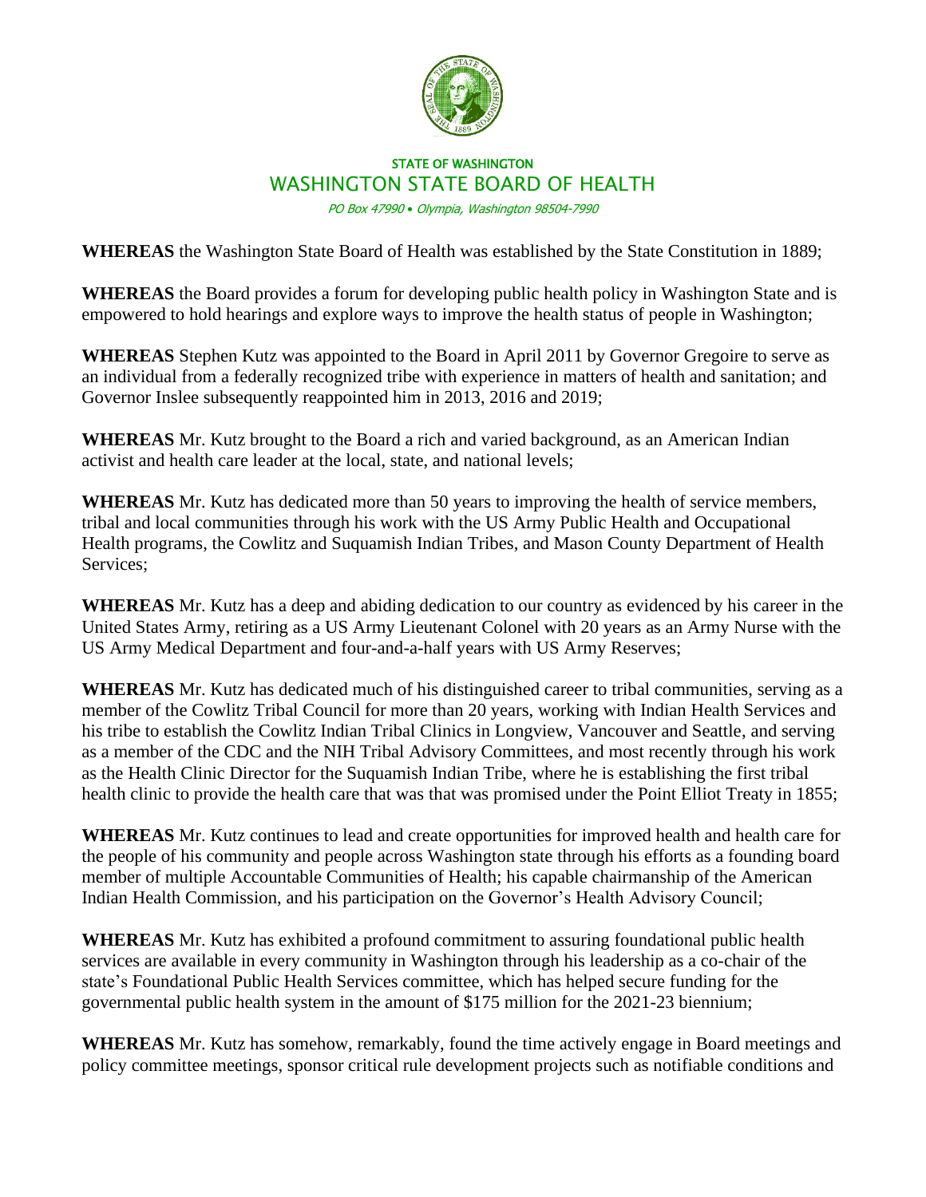STATE OF WASHINGTON

# WASHINGTON STATE BOARD OF HEALTH

*PO Box 47990 • Olympia, Washington 98504-7990*

**WHEREAS** the Washington State Board of Health was established by the State Constitution in 1889;

**WHEREAS** the Board provides a forum for developing public health policy in Washington State and is empowered to hold hearings and explore ways to improve the health status of people in Washington;

**WHEREAS** Stephen Kutz was appointed to the Board in April 2011 by Governor Gregoire to serve as an individual from a federally recognized tribe with experience in matters of health and sanitation; and Governor Inslee subsequently reappointed him in 2013, 2016 and 2019;

**WHEREAS** Mr. Kutz brought to the Board a rich and varied background, as an American Indian activist and health care leader at the local, state, and national levels;

**WHEREAS** Mr. Kutz has dedicated more than 50 years to improving the health of service members, tribal and local communities through his work with the US Army Public Health and Occupational Health programs, the Cowlitz and Suquamish Indian Tribes, and Mason County Department of Health Services;

**WHEREAS** Mr. Kutz has a deep and abiding dedication to our country as evidenced by his career in the United States Army, retiring as a US Army Lieutenant Colonel with 20 years as an Army Nurse with the US Army Medical Department and four-and-a-half years with US Army Reserves;

**WHEREAS** Mr. Kutz has dedicated much of his distinguished career to tribal communities, serving as a member of the Cowlitz Tribal Council for more than 20 years, working with Indian Health Services and his tribe to establish the Cowlitz Indian Tribal Clinics in Longview, Vancouver and Seattle, and serving as a member of the CDC and the NIH Tribal Advisory Committees, and most recently through his work as the Health Clinic Director for the Suquamish Indian Tribe, where he is establishing the first tribal health clinic to provide the health care that was that was promised under the Point Elliot Treaty in 1855;

**WHEREAS** Mr. Kutz continues to lead and create opportunities for improved health and health care for the people of his community and people across Washington state through his efforts as a founding board member of multiple Accountable Communities of Health; his capable chairmanship of the American Indian Health Commission, and his participation on the Governor's Health Advisory Council;

**WHEREAS** Mr. Kutz has exhibited a profound commitment to assuring foundational public health services are available in every community in Washington through his leadership as a co-chair of the state's Foundational Public Health Services committee, which has helped secure funding for the governmental public health system in the amount of $175 million for the 2021-23 biennium;

**WHEREAS** Mr. Kutz has somehow, remarkably, found the time actively engage in Board meetings and policy committee meetings, sponsor critical rule development projects such as notifiable conditions and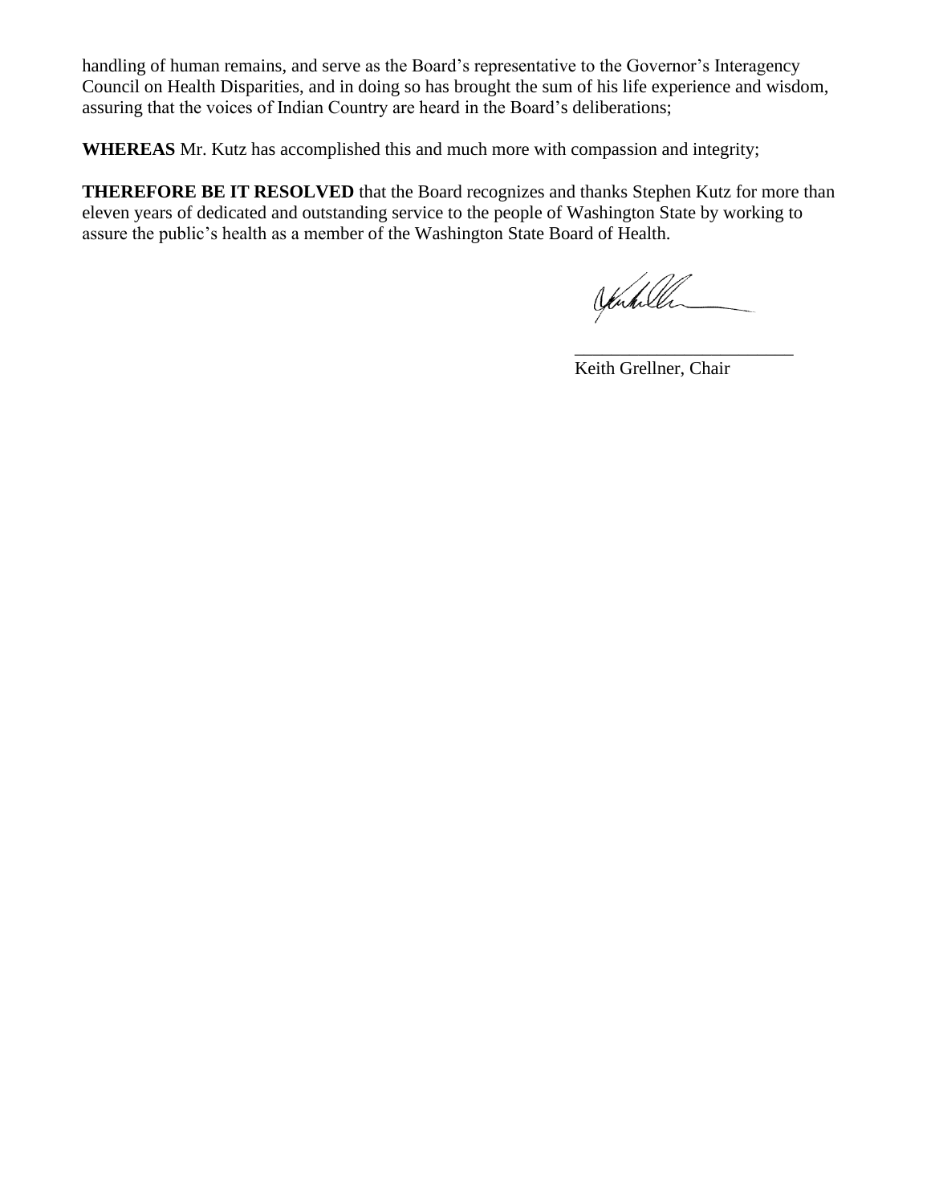handling of human remains, and serve as the Board's representative to the Governor's Interagency Council on Health Disparities, and in doing so has brought the sum of his life experience and wisdom, assuring that the voices of Indian Country are heard in the Board's deliberations;

**WHEREAS** Mr. Kutz has accomplished this and much more with compassion and integrity;

**THEREFORE BE IT RESOLVED** that the Board recognizes and thanks Stephen Kutz for more than eleven years of dedicated and outstanding service to the people of Washington State by working to assure the public's health as a member of the Washington State Board of Health.

\_\_\_\_\_\_\_\_\_\_\_\_\_\_\_\_\_\_\_\_\_\_\_\_\_

Keith Grellner, Chair